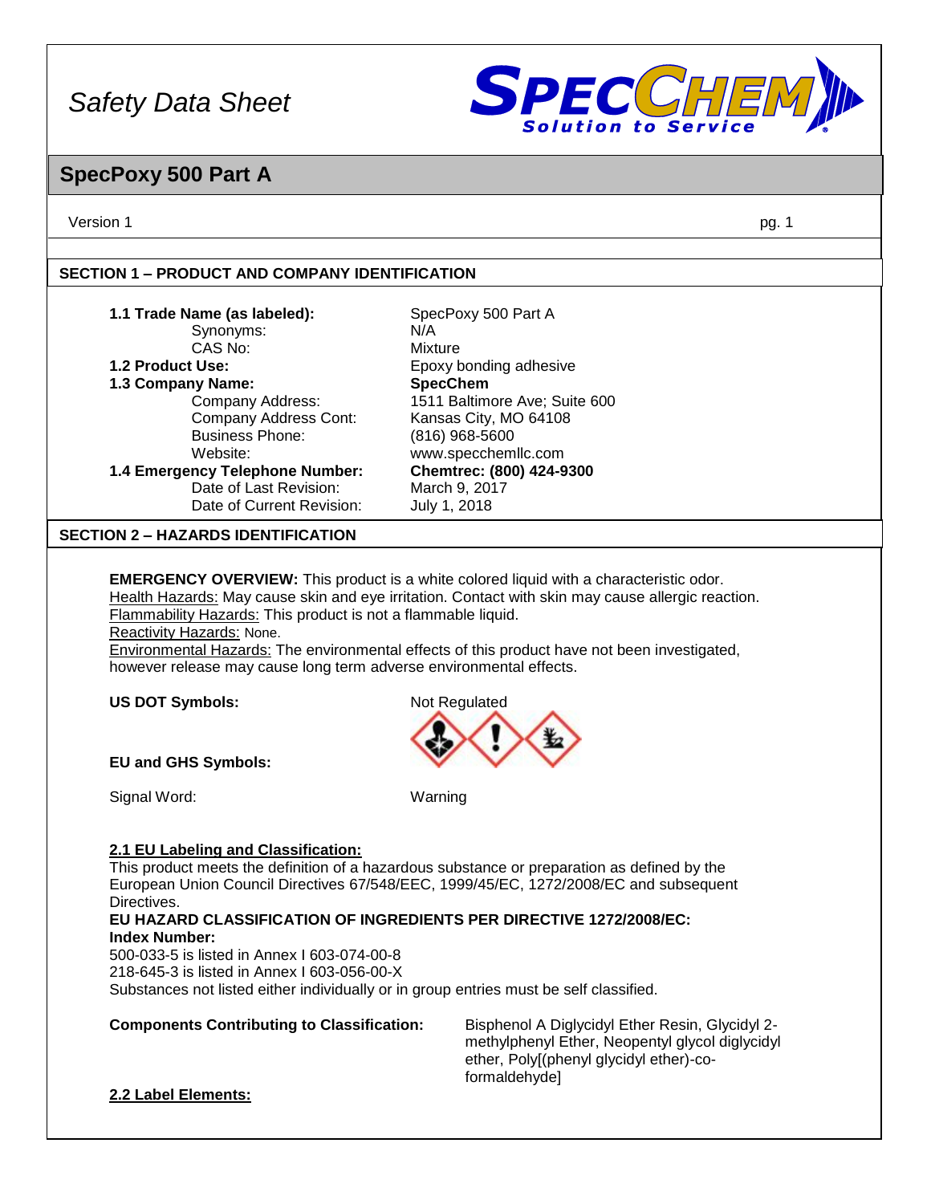# Safety Data Sheet

## SpecPoxy 500 Part A

Version 1

### SECTION 1 – PRODUCT AND COMPANY IDENTIFICATION

| | |
|---|---|
| **1.1 Trade Name (as labeled):** | SpecPoxy 500 Part A |
| Synonyms: | N/A |
| CAS No: | Mixture |
| **1.2 Product Use:** | Epoxy bonding adhesive |
| **1.3 Company Name:** | **SpecChem** |
| Company Address: | 1511 Baltimore Ave; Suite 600 |
| Company Address Cont: | Kansas City, MO 64108 |
| Business Phone: | (816) 968-5600 |
| Website: | www.specchemllc.com |
| **1.4 Emergency Telephone Number:** | **Chemtrec: (800) 424-9300** |
| Date of Last Revision: | March 9, 2017 |
| Date of Current Revision: | July 1, 2018 |

### SECTION 2 – HAZARDS IDENTIFICATION

**EMERGENCY OVERVIEW:** This product is a white colored liquid with a characteristic odor.
Health Hazards: May cause skin and eye irritation. Contact with skin may cause allergic reaction.
Flammability Hazards: This product is not a flammable liquid.
Reactivity Hazards: None.
Environmental Hazards: The environmental effects of this product have not been investigated, however release may cause long term adverse environmental effects.

**US DOT Symbols:** Not Regulated

**EU and GHS Symbols:**

Signal Word: Warning

**2.1 EU Labeling and Classification:**

This product meets the definition of a hazardous substance or preparation as defined by the European Union Council Directives 67/548/EEC, 1999/45/EC, 1272/2008/EC and subsequent Directives.

**EU HAZARD CLASSIFICATION OF INGREDIENTS PER DIRECTIVE 1272/2008/EC:**
**Index Number:**
500-033-5 is listed in Annex I 603-074-00-8
218-645-3 is listed in Annex I 603-056-00-X
Substances not listed either individually or in group entries must be self classified.

**Components Contributing to Classification:** Bisphenol A Diglycidyl Ether Resin, Glycidyl 2-methylphenyl Ether, Neopentyl glycol diglycidyl ether, Poly[(phenyl glycidyl ether)-co-formaldehyde]

**2.2 Label Elements:**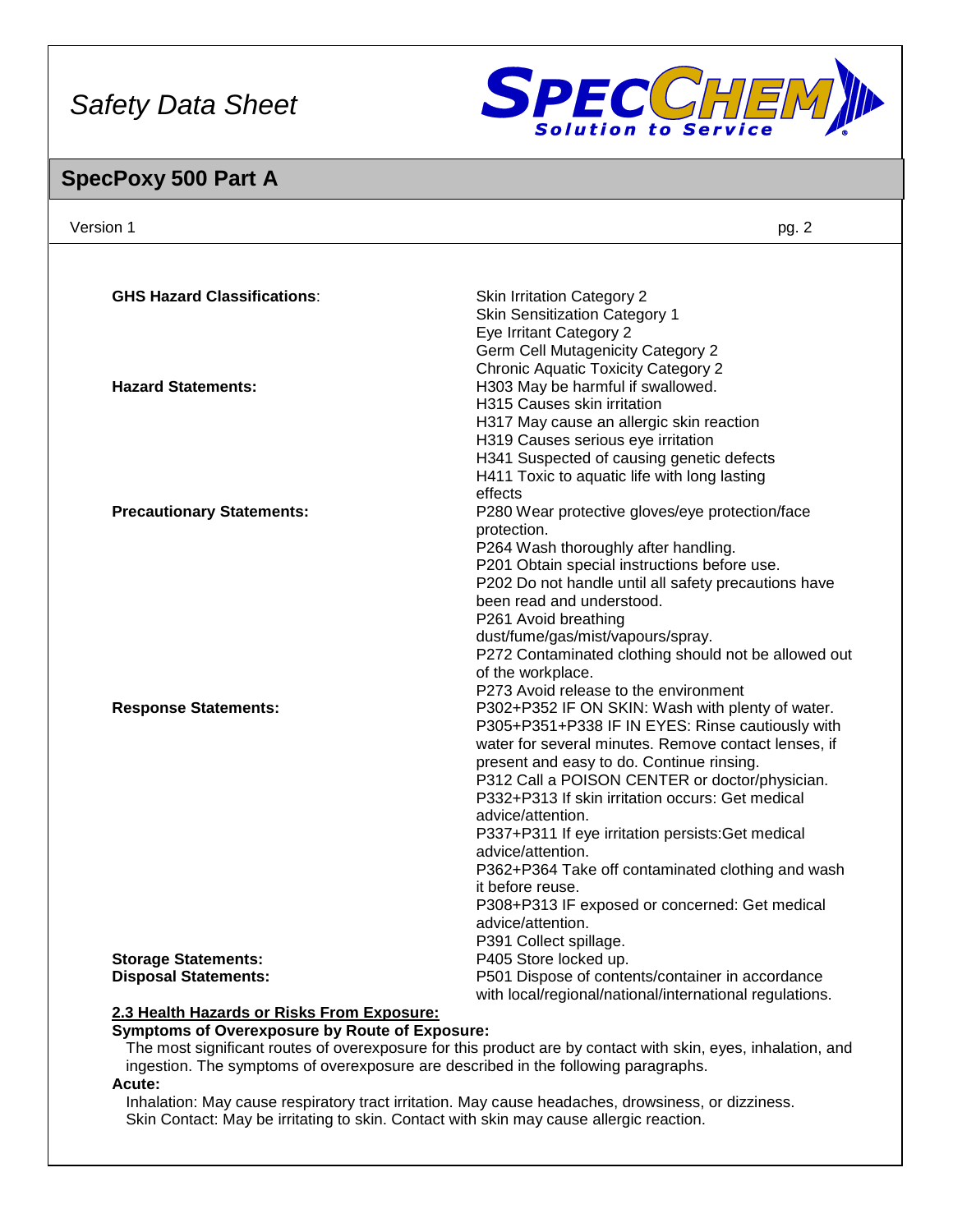| | |
|---|---|
| **GHS Hazard Classifications**: | Skin Irritation Category 2<br>Skin Sensitization Category 1<br>Eye Irritant Category 2<br>Germ Cell Mutagenicity Category 2<br>Chronic Aquatic Toxicity Category 2 |
| **Hazard Statements:** | H303 May be harmful if swallowed.<br>H315 Causes skin irritation<br>H317 May cause an allergic skin reaction<br>H319 Causes serious eye irritation<br>H341 Suspected of causing genetic defects<br>H411 Toxic to aquatic life with long lasting effects |
| **Precautionary Statements:** | P280 Wear protective gloves/eye protection/face protection.<br>P264 Wash thoroughly after handling.<br>P201 Obtain special instructions before use.<br>P202 Do not handle until all safety precautions have been read and understood.<br>P261 Avoid breathing dust/fume/gas/mist/vapours/spray.<br>P272 Contaminated clothing should not be allowed out of the workplace.<br>P273 Avoid release to the environment |
| **Response Statements:** | P302+P352 IF ON SKIN: Wash with plenty of water.<br>P305+P351+P338 IF IN EYES: Rinse cautiously with water for several minutes. Remove contact lenses, if present and easy to do. Continue rinsing.<br>P312 Call a POISON CENTER or doctor/physician.<br>P332+P313 If skin irritation occurs: Get medical advice/attention.<br>P337+P311 If eye irritation persists:Get medical advice/attention.<br>P362+P364 Take off contaminated clothing and wash it before reuse.<br>P308+P313 IF exposed or concerned: Get medical advice/attention.<br>P391 Collect spillage. |
| **Storage Statements:** | P405 Store locked up. |
| **Disposal Statements:** | P501 Dispose of contents/container in accordance with local/regional/national/international regulations. |

**2.3 Health Hazards or Risks From Exposure:**

**Symptoms of Overexposure by Route of Exposure:**

The most significant routes of overexposure for this product are by contact with skin, eyes, inhalation, and ingestion. The symptoms of overexposure are described in the following paragraphs.

**Acute:**

Inhalation: May cause respiratory tract irritation. May cause headaches, drowsiness, or dizziness.
Skin Contact: May be irritating to skin. Contact with skin may cause allergic reaction.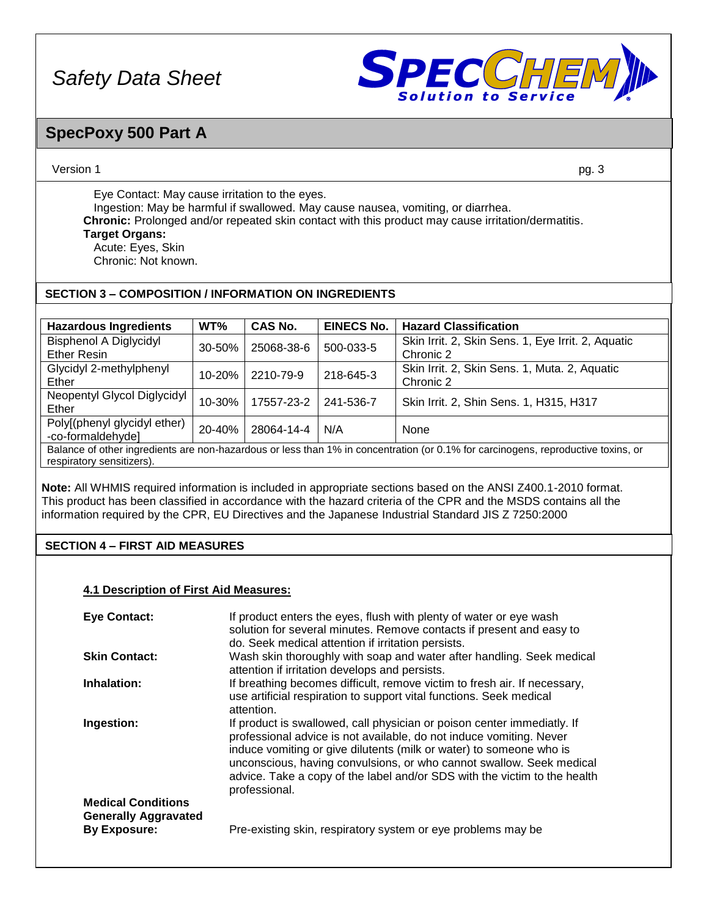Eye Contact: May cause irritation to the eyes.
Ingestion: May be harmful if swallowed. May cause nausea, vomiting, or diarrhea.

**Chronic:** Prolonged and/or repeated skin contact with this product may cause irritation/dermatitis.

**Target Organs:**
Acute: Eyes, Skin
Chronic: Not known.

## SECTION 3 – COMPOSITION / INFORMATION ON INGREDIENTS

| Hazardous Ingredients | WT% | CAS No. | EINECS No. | Hazard Classification |
|---|---|---|---|---|
| Bisphenol A Diglycidyl Ether Resin | 30-50% | 25068-38-6 | 500-033-5 | Skin Irrit. 2, Skin Sens. 1, Eye Irrit. 2, Aquatic Chronic 2 |
| Glycidyl 2-methylphenyl Ether | 10-20% | 2210-79-9 | 218-645-3 | Skin Irrit. 2, Skin Sens. 1, Muta. 2, Aquatic Chronic 2 |
| Neopentyl Glycol Diglycidyl Ether | 10-30% | 17557-23-2 | 241-536-7 | Skin Irrit. 2, Shin Sens. 1, H315, H317 |
| Poly[(phenyl glycidyl ether) -co-formaldehyde] | 20-40% | 28064-14-4 | N/A | None |
| Balance of other ingredients are non-hazardous or less than 1% in concentration (or 0.1% for carcinogens, reproductive toxins, or respiratory sensitizers). | | | | |

**Note:** All WHMIS required information is included in appropriate sections based on the ANSI Z400.1-2010 format. This product has been classified in accordance with the hazard criteria of the CPR and the MSDS contains all the information required by the CPR, EU Directives and the Japanese Industrial Standard JIS Z 7250:2000

## SECTION 4 – FIRST AID MEASURES

### 4.1 Description of First Aid Measures:

**Eye Contact:** If product enters the eyes, flush with plenty of water or eye wash solution for several minutes. Remove contacts if present and easy to do. Seek medical attention if irritation persists.

**Skin Contact:** Wash skin thoroughly with soap and water after handling. Seek medical attention if irritation develops and persists.

**Inhalation:** If breathing becomes difficult, remove victim to fresh air. If necessary, use artificial respiration to support vital functions. Seek medical attention.

**Ingestion:** If product is swallowed, call physician or poison center immediately. If professional advice is not available, do not induce vomiting. Never induce vomiting or give dilutents (milk or water) to someone who is unconscious, having convulsions, or who cannot swallow. Seek medical advice. Take a copy of the label and/or SDS with the victim to the health professional.

**Medical Conditions Generally Aggravated By Exposure:** Pre-existing skin, respiratory system or eye problems may be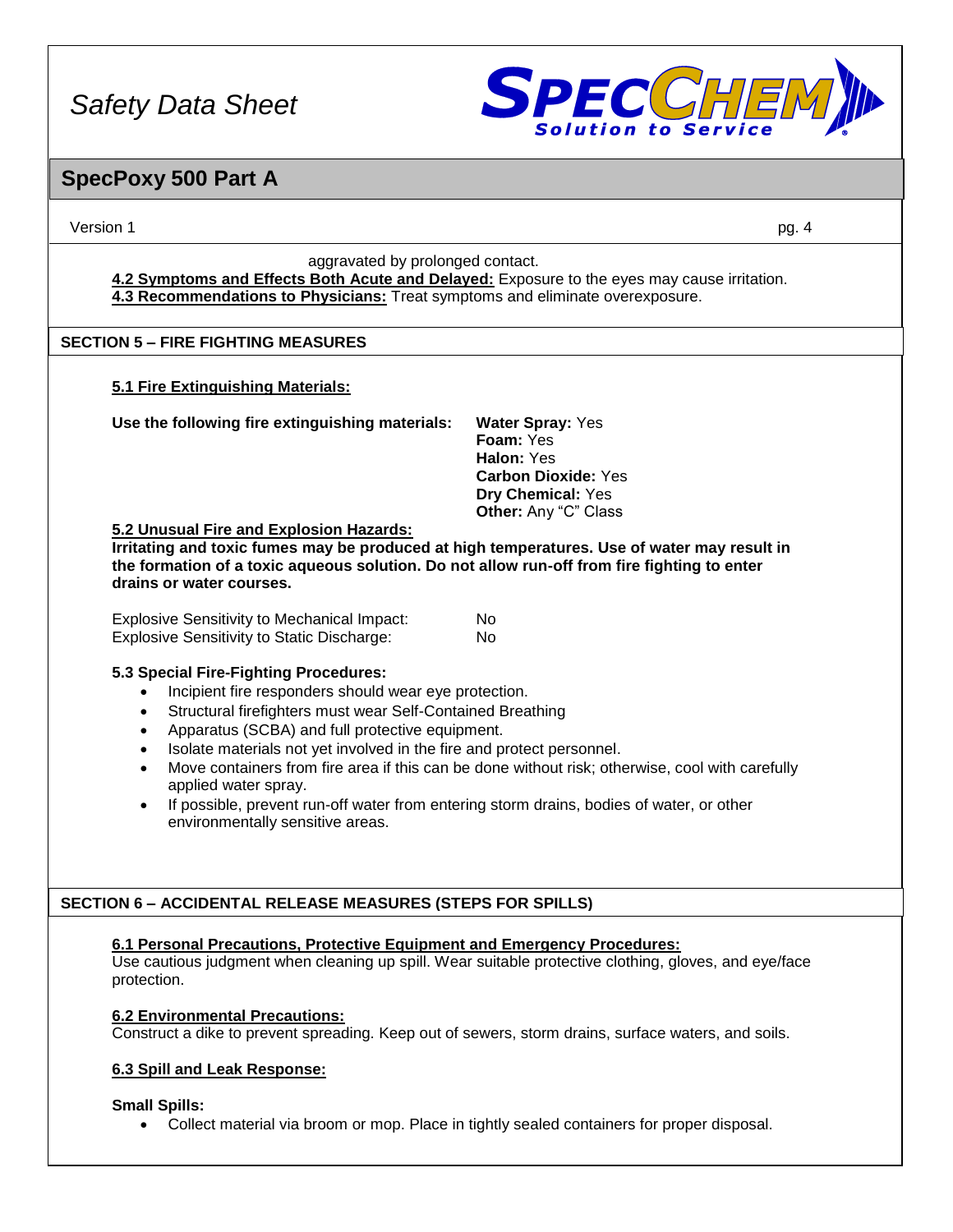aggravated by prolonged contact.

**4.2 Symptoms and Effects Both Acute and Delayed:** Exposure to the eyes may cause irritation.
**4.3 Recommendations to Physicians:** Treat symptoms and eliminate overexposure.

## SECTION 5 – FIRE FIGHTING MEASURES

### 5.1 Fire Extinguishing Materials:

**Use the following fire extinguishing materials:**

**Water Spray:** Yes
**Foam:** Yes
**Halon:** Yes
**Carbon Dioxide:** Yes
**Dry Chemical:** Yes
**Other:** Any "C" Class

### 5.2 Unusual Fire and Explosion Hazards:

**Irritating and toxic fumes may be produced at high temperatures. Use of water may result in the formation of a toxic aqueous solution. Do not allow run-off from fire fighting to enter drains or water courses.**

| | |
|---|---|
| Explosive Sensitivity to Mechanical Impact: | No |
| Explosive Sensitivity to Static Discharge: | No |

### 5.3 Special Fire-Fighting Procedures:

- Incipient fire responders should wear eye protection.
- Structural firefighters must wear Self-Contained Breathing
- Apparatus (SCBA) and full protective equipment.
- Isolate materials not yet involved in the fire and protect personnel.
- Move containers from fire area if this can be done without risk; otherwise, cool with carefully applied water spray.
- If possible, prevent run-off water from entering storm drains, bodies of water, or other environmentally sensitive areas.

## SECTION 6 – ACCIDENTAL RELEASE MEASURES (STEPS FOR SPILLS)

### 6.1 Personal Precautions, Protective Equipment and Emergency Procedures:

Use cautious judgment when cleaning up spill. Wear suitable protective clothing, gloves, and eye/face protection.

### 6.2 Environmental Precautions:

Construct a dike to prevent spreading. Keep out of sewers, storm drains, surface waters, and soils.

### 6.3 Spill and Leak Response:

**Small Spills:**

- Collect material via broom or mop. Place in tightly sealed containers for proper disposal.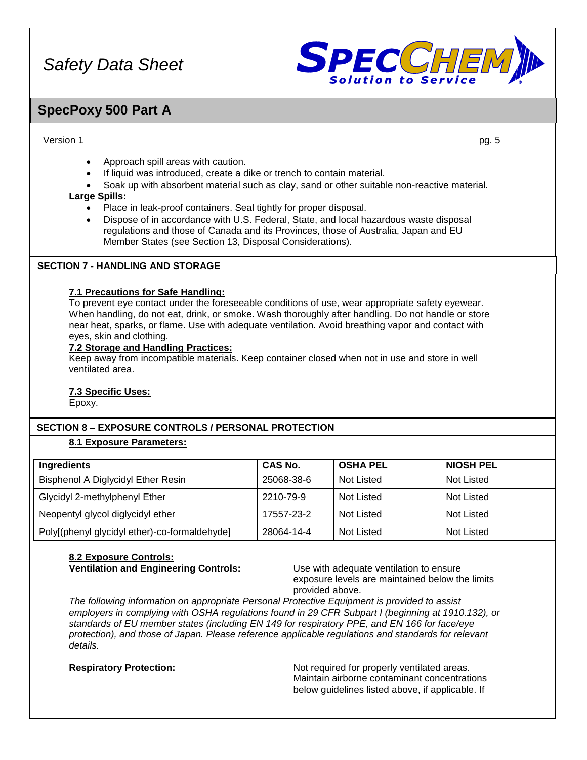- Approach spill areas with caution.
- If liquid was introduced, create a dike or trench to contain material.
- Soak up with absorbent material such as clay, sand or other suitable non-reactive material.

**Large Spills:**

- Place in leak-proof containers. Seal tightly for proper disposal.
- Dispose of in accordance with U.S. Federal, State, and local hazardous waste disposal regulations and those of Canada and its Provinces, those of Australia, Japan and EU Member States (see Section 13, Disposal Considerations).

## SECTION 7 - HANDLING AND STORAGE

**7.1 Precautions for Safe Handling:**

To prevent eye contact under the foreseeable conditions of use, wear appropriate safety eyewear. When handling, do not eat, drink, or smoke. Wash thoroughly after handling. Do not handle or store near heat, sparks, or flame. Use with adequate ventilation. Avoid breathing vapor and contact with eyes, skin and clothing.

**7.2 Storage and Handling Practices:**

Keep away from incompatible materials. Keep container closed when not in use and store in well ventilated area.

**7.3 Specific Uses:**

Epoxy.

## SECTION 8 – EXPOSURE CONTROLS / PERSONAL PROTECTION

**8.1 Exposure Parameters:**

| Ingredients | CAS No. | OSHA PEL | NIOSH PEL |
|---|---|---|---|
| Bisphenol A Diglycidyl Ether Resin | 25068-38-6 | Not Listed | Not Listed |
| Glycidyl 2-methylphenyl Ether | 2210-79-9 | Not Listed | Not Listed |
| Neopentyl glycol diglycidyl ether | 17557-23-2 | Not Listed | Not Listed |
| Poly[(phenyl glycidyl ether)-co-formaldehyde] | 28064-14-4 | Not Listed | Not Listed |

**8.2 Exposure Controls:**

**Ventilation and Engineering Controls:** Use with adequate ventilation to ensure exposure levels are maintained below the limits provided above.

*The following information on appropriate Personal Protective Equipment is provided to assist employers in complying with OSHA regulations found in 29 CFR Subpart I (beginning at 1910.132), or standards of EU member states (including EN 149 for respiratory PPE, and EN 166 for face/eye protection), and those of Japan. Please reference applicable regulations and standards for relevant details.*

**Respiratory Protection:** Not required for properly ventilated areas. Maintain airborne contaminant concentrations below guidelines listed above, if applicable. If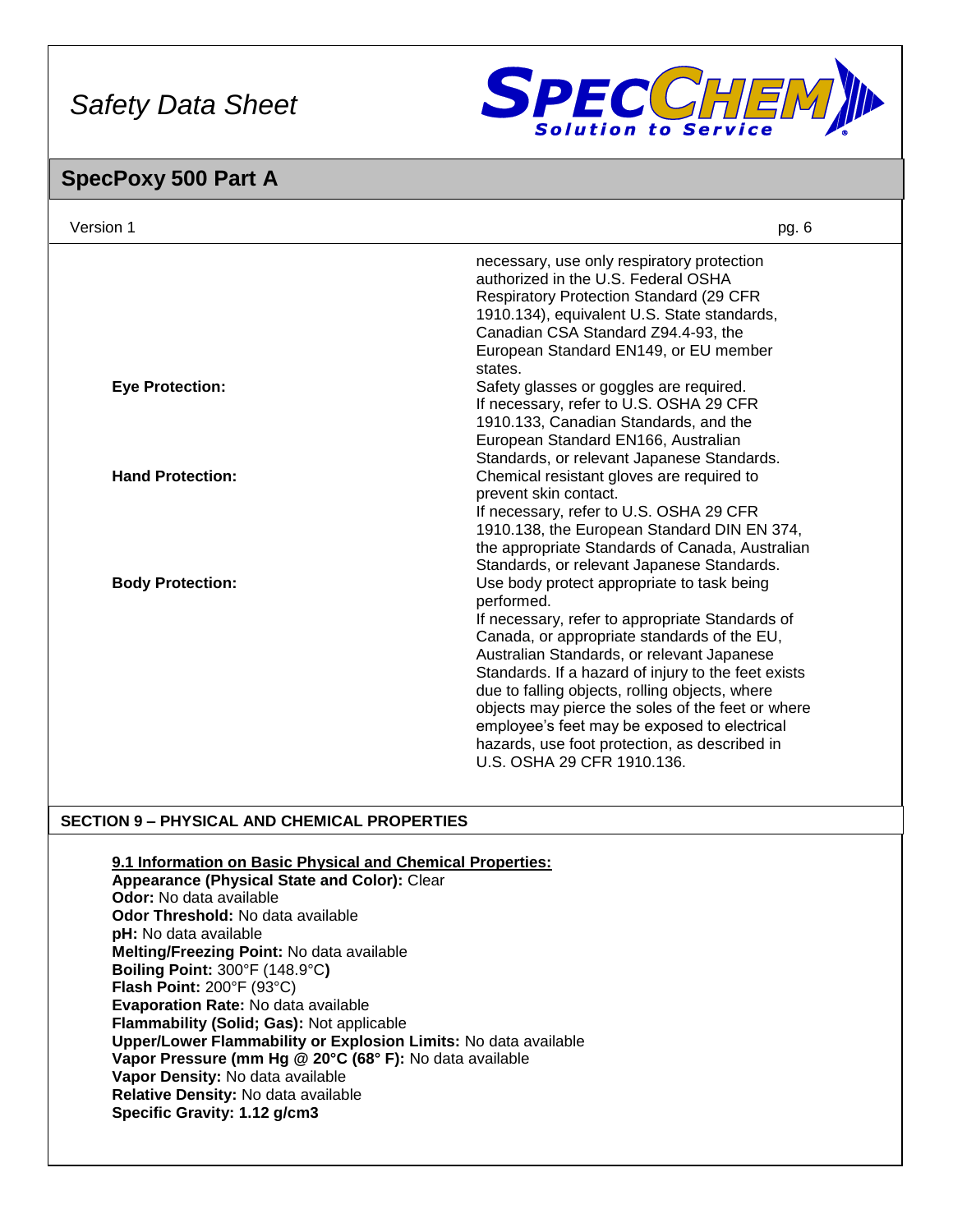| | |
|---|---|
| | necessary, use only respiratory protection authorized in the U.S. Federal OSHA Respiratory Protection Standard (29 CFR 1910.134), equivalent U.S. State standards, Canadian CSA Standard Z94.4-93, the European Standard EN149, or EU member states. |
| **Eye Protection:** | Safety glasses or goggles are required. If necessary, refer to U.S. OSHA 29 CFR 1910.133, Canadian Standards, and the European Standard EN166, Australian Standards, or relevant Japanese Standards. |
| **Hand Protection:** | Chemical resistant gloves are required to prevent skin contact. If necessary, refer to U.S. OSHA 29 CFR 1910.138, the European Standard DIN EN 374, the appropriate Standards of Canada, Australian Standards, or relevant Japanese Standards. |
| **Body Protection:** | Use body protect appropriate to task being performed. If necessary, refer to appropriate Standards of Canada, or appropriate standards of the EU, Australian Standards, or relevant Japanese Standards. If a hazard of injury to the feet exists due to falling objects, rolling objects, where objects may pierce the soles of the feet or where employee's feet may be exposed to electrical hazards, use foot protection, as described in U.S. OSHA 29 CFR 1910.136. |

## SECTION 9 – PHYSICAL AND CHEMICAL PROPERTIES

**9.1 Information on Basic Physical and Chemical Properties:**

**Appearance (Physical State and Color):** Clear
**Odor:** No data available
**Odor Threshold:** No data available
**pH:** No data available
**Melting/Freezing Point:** No data available
**Boiling Point:** 300°F (148.9°C)
**Flash Point:** 200°F (93°C)
**Evaporation Rate:** No data available
**Flammability (Solid; Gas):** Not applicable
**Upper/Lower Flammability or Explosion Limits:** No data available
**Vapor Pressure (mm Hg @ 20°C (68° F):** No data available
**Vapor Density:** No data available
**Relative Density:** No data available
**Specific Gravity: 1.12 g/cm3**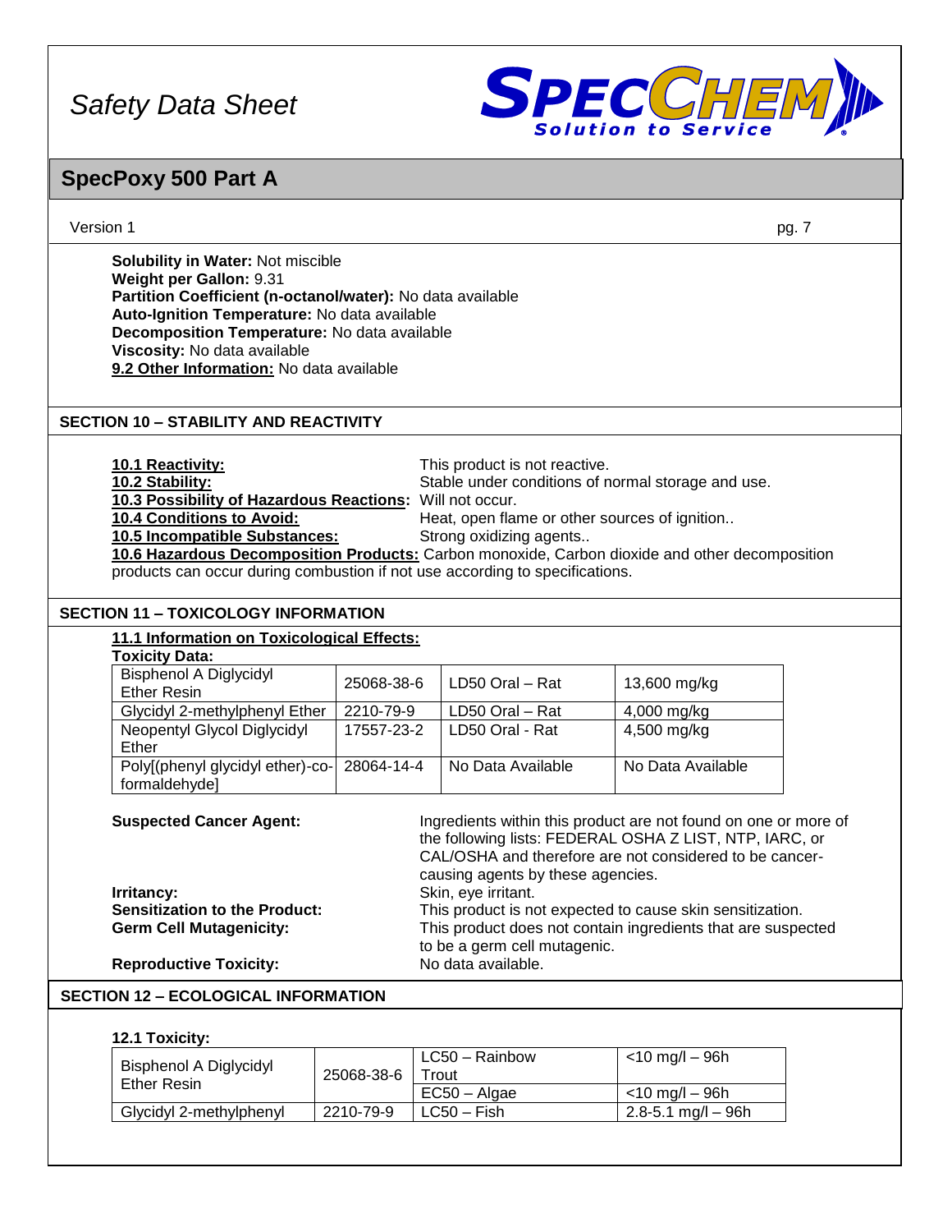**Solubility in Water:** Not miscible
**Weight per Gallon:** 9.31
**Partition Coefficient (n-octanol/water):** No data available
**Auto-Ignition Temperature:** No data available
**Decomposition Temperature:** No data available
**Viscosity:** No data available
**9.2 Other Information:** No data available

## SECTION 10 – STABILITY AND REACTIVITY

**10.1 Reactivity:** This product is not reactive.
**10.2 Stability:** Stable under conditions of normal storage and use.
**10.3 Possibility of Hazardous Reactions:** Will not occur.
**10.4 Conditions to Avoid:** Heat, open flame or other sources of ignition..
**10.5 Incompatible Substances:** Strong oxidizing agents..
**10.6 Hazardous Decomposition Products:** Carbon monoxide, Carbon dioxide and other decomposition products can occur during combustion if not use according to specifications.

## SECTION 11 – TOXICOLOGY INFORMATION

**11.1 Information on Toxicological Effects:**

**Toxicity Data:**

| | | | |
|---|---|---|---|
| Bisphenol A Diglycidyl Ether Resin | 25068-38-6 | LD50 Oral – Rat | 13,600 mg/kg |
| Glycidyl 2-methylphenyl Ether | 2210-79-9 | LD50 Oral – Rat | 4,000 mg/kg |
| Neopentyl Glycol Diglycidyl Ether | 17557-23-2 | LD50 Oral - Rat | 4,500 mg/kg |
| Poly[(phenyl glycidyl ether)-co-formaldehyde] | 28064-14-4 | No Data Available | No Data Available |

**Suspected Cancer Agent:** Ingredients within this product are not found on one or more of the following lists: FEDERAL OSHA Z LIST, NTP, IARC, or CAL/OSHA and therefore are not considered to be cancer-causing agents by these agencies.
**Irritancy:** Skin, eye irritant.
**Sensitization to the Product:** This product is not expected to cause skin sensitization.
**Germ Cell Mutagenicity:** This product does not contain ingredients that are suspected to be a germ cell mutagenic.
**Reproductive Toxicity:** No data available.

## SECTION 12 – ECOLOGICAL INFORMATION

**12.1 Toxicity:**

| | | | |
|---|---|---|---|
| Bisphenol A Diglycidyl Ether Resin | 25068-38-6 | LC50 – Rainbow Trout | <10 mg/l – 96h |
| | | EC50 – Algae | <10 mg/l – 96h |
| Glycidyl 2-methylphenyl | 2210-79-9 | LC50 – Fish | 2.8-5.1 mg/l – 96h |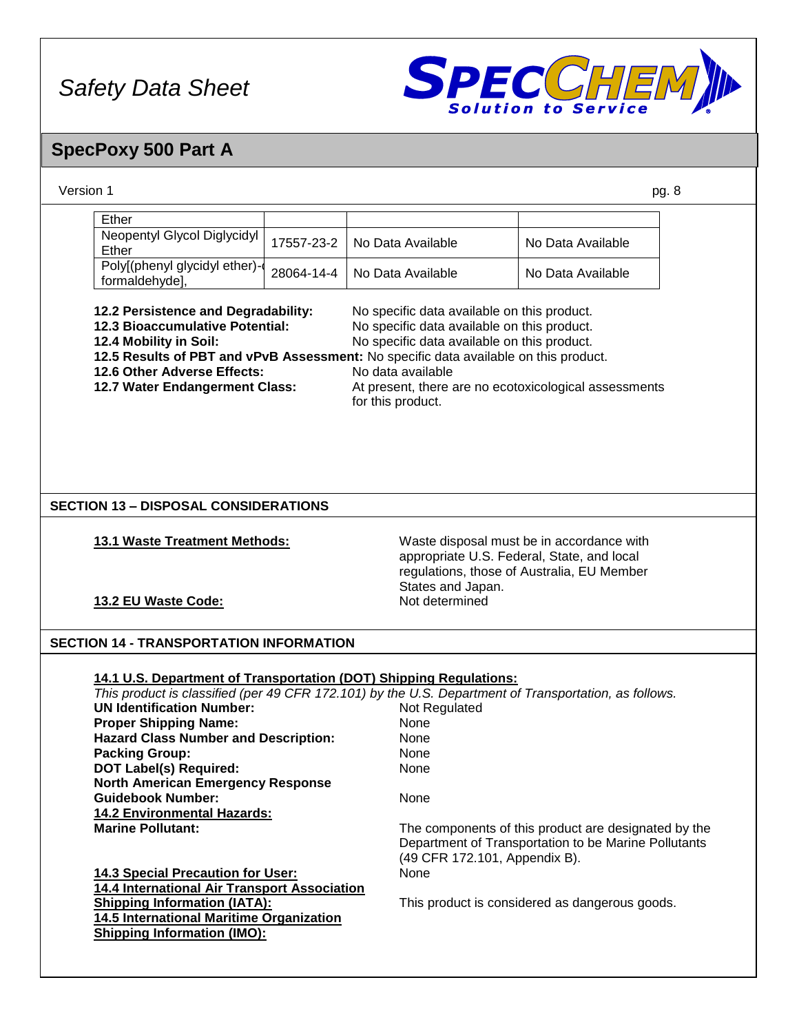| | | | |
|---|---|---|---|
| Ether | | | |
| Neopentyl Glycol Diglycidyl Ether | 17557-23-2 | No Data Available | No Data Available |
| Poly[(phenyl glycidyl ether)-co-formaldehyde], | 28064-14-4 | No Data Available | No Data Available |

**12.2 Persistence and Degradability:** No specific data available on this product.
**12.3 Bioaccumulative Potential:** No specific data available on this product.
**12.4 Mobility in Soil:** No specific data available on this product.
**12.5 Results of PBT and vPvB Assessment:** No specific data available on this product.
**12.6 Other Adverse Effects:** No data available
**12.7 Water Endangerment Class:** At present, there are no ecotoxicological assessments for this product.

## SECTION 13 – DISPOSAL CONSIDERATIONS

**13.1 Waste Treatment Methods:** Waste disposal must be in accordance with appropriate U.S. Federal, State, and local regulations, those of Australia, EU Member States and Japan.

**13.2 EU Waste Code:** Not determined

## SECTION 14 - TRANSPORTATION INFORMATION

**14.1 U.S. Department of Transportation (DOT) Shipping Regulations:**

*This product is classified (per 49 CFR 172.101) by the U.S. Department of Transportation, as follows.*

**UN Identification Number:** Not Regulated
**Proper Shipping Name:** None
**Hazard Class Number and Description:** None
**Packing Group:** None
**DOT Label(s) Required:** None
**North American Emergency Response Guidebook Number:** None

**14.2 Environmental Hazards:**

**Marine Pollutant:** The components of this product are designated by the Department of Transportation to be Marine Pollutants (49 CFR 172.101, Appendix B).

**14.3 Special Precaution for User:** None

**14.4 International Air Transport Association Shipping Information (IATA):** This product is considered as dangerous goods.

**14.5 International Maritime Organization Shipping Information (IMO):**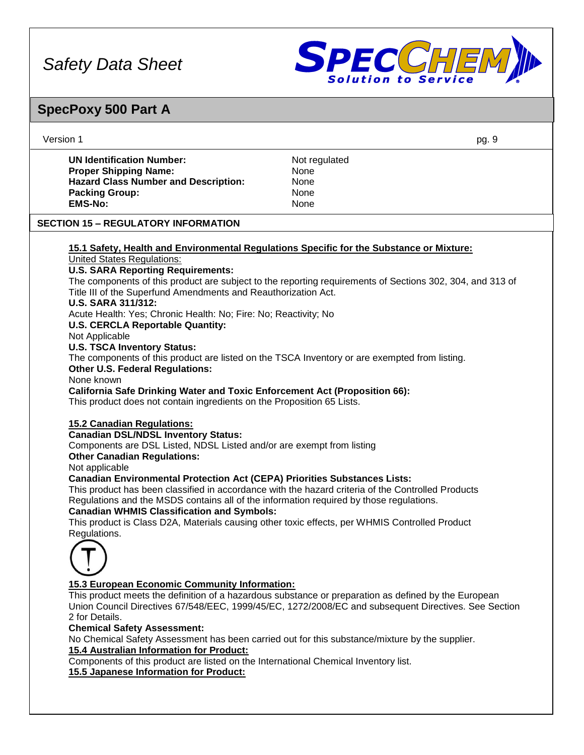| | |
|---|---|
| **UN Identification Number:** | Not regulated |
| **Proper Shipping Name:** | None |
| **Hazard Class Number and Description:** | None |
| **Packing Group:** | None |
| **EMS-No:** | None |

## SECTION 15 – REGULATORY INFORMATION

**15.1 Safety, Health and Environmental Regulations Specific for the Substance or Mixture:**

United States Regulations:

**U.S. SARA Reporting Requirements:**

The components of this product are subject to the reporting requirements of Sections 302, 304, and 313 of Title III of the Superfund Amendments and Reauthorization Act.

**U.S. SARA 311/312:**

Acute Health: Yes; Chronic Health: No; Fire: No; Reactivity; No

**U.S. CERCLA Reportable Quantity:**

Not Applicable

**U.S. TSCA Inventory Status:**

The components of this product are listed on the TSCA Inventory or are exempted from listing.

**Other U.S. Federal Regulations:**

None known

**California Safe Drinking Water and Toxic Enforcement Act (Proposition 66):**

This product does not contain ingredients on the Proposition 65 Lists.

**15.2 Canadian Regulations:**

**Canadian DSL/NDSL Inventory Status:**

Components are DSL Listed, NDSL Listed and/or are exempt from listing

**Other Canadian Regulations:**

Not applicable

**Canadian Environmental Protection Act (CEPA) Priorities Substances Lists:**

This product has been classified in accordance with the hazard criteria of the Controlled Products Regulations and the MSDS contains all of the information required by those regulations.

**Canadian WHMIS Classification and Symbols:**

This product is Class D2A, Materials causing other toxic effects, per WHMIS Controlled Product Regulations.

**15.3 European Economic Community Information:**

This product meets the definition of a hazardous substance or preparation as defined by the European Union Council Directives 67/548/EEC, 1999/45/EC, 1272/2008/EC and subsequent Directives. See Section 2 for Details.

**Chemical Safety Assessment:**

No Chemical Safety Assessment has been carried out for this substance/mixture by the supplier.

**15.4 Australian Information for Product:**

Components of this product are listed on the International Chemical Inventory list.

**15.5 Japanese Information for Product:**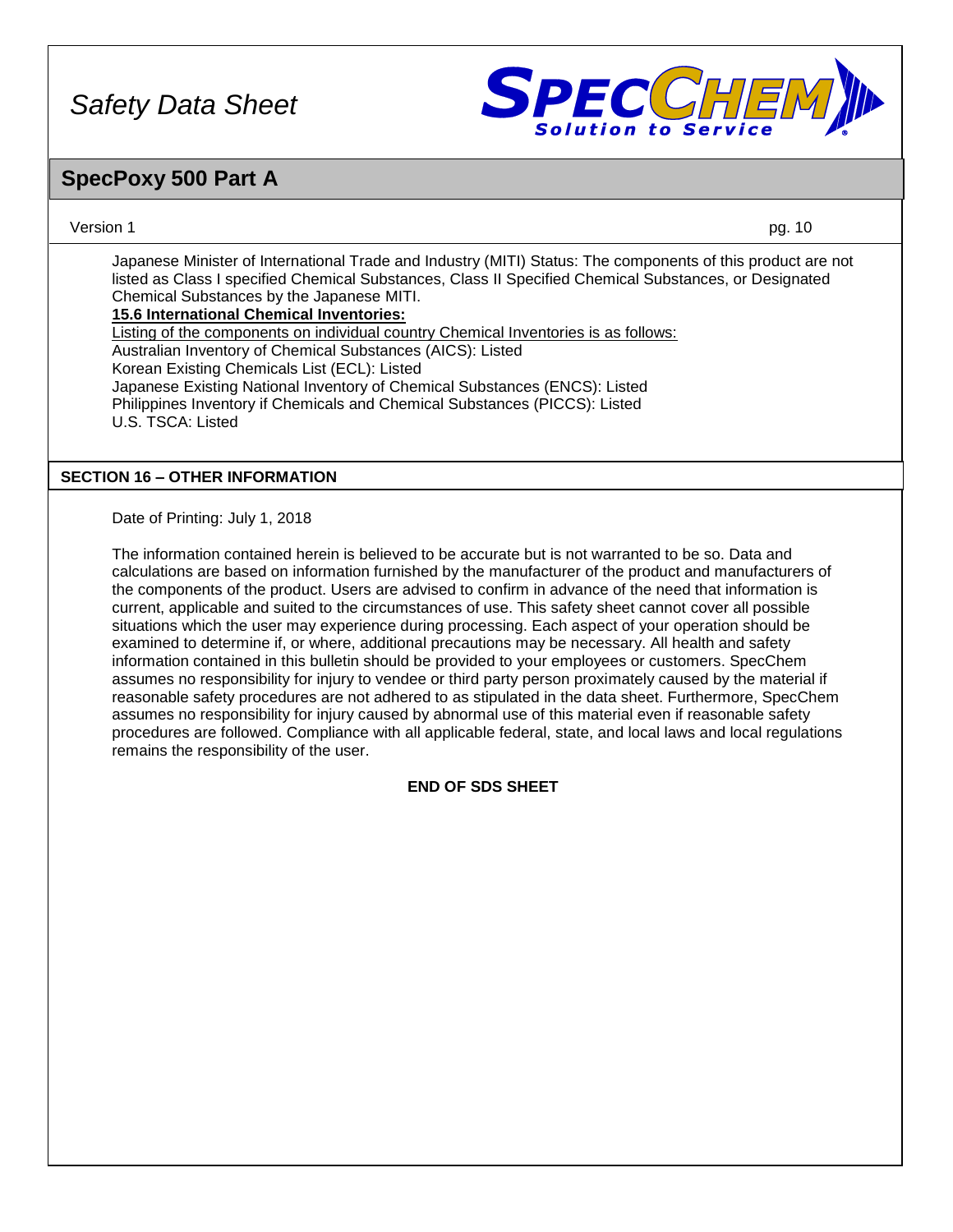Japanese Minister of International Trade and Industry (MITI) Status: The components of this product are not listed as Class I specified Chemical Substances, Class II Specified Chemical Substances, or Designated Chemical Substances by the Japanese MITI.

**15.6 International Chemical Inventories:**

Listing of the components on individual country Chemical Inventories is as follows:

Australian Inventory of Chemical Substances (AICS): Listed
Korean Existing Chemicals List (ECL): Listed
Japanese Existing National Inventory of Chemical Substances (ENCS): Listed
Philippines Inventory if Chemicals and Chemical Substances (PICCS): Listed
U.S. TSCA: Listed

## SECTION 16 – OTHER INFORMATION

Date of Printing: July 1, 2018

The information contained herein is believed to be accurate but is not warranted to be so. Data and calculations are based on information furnished by the manufacturer of the product and manufacturers of the components of the product. Users are advised to confirm in advance of the need that information is current, applicable and suited to the circumstances of use. This safety sheet cannot cover all possible situations which the user may experience during processing. Each aspect of your operation should be examined to determine if, or where, additional precautions may be necessary. All health and safety information contained in this bulletin should be provided to your employees or customers. SpecChem assumes no responsibility for injury to vendee or third party person proximately caused by the material if reasonable safety procedures are not adhered to as stipulated in the data sheet. Furthermore, SpecChem assumes no responsibility for injury caused by abnormal use of this material even if reasonable safety procedures are followed. Compliance with all applicable federal, state, and local laws and local regulations remains the responsibility of the user.

**END OF SDS SHEET**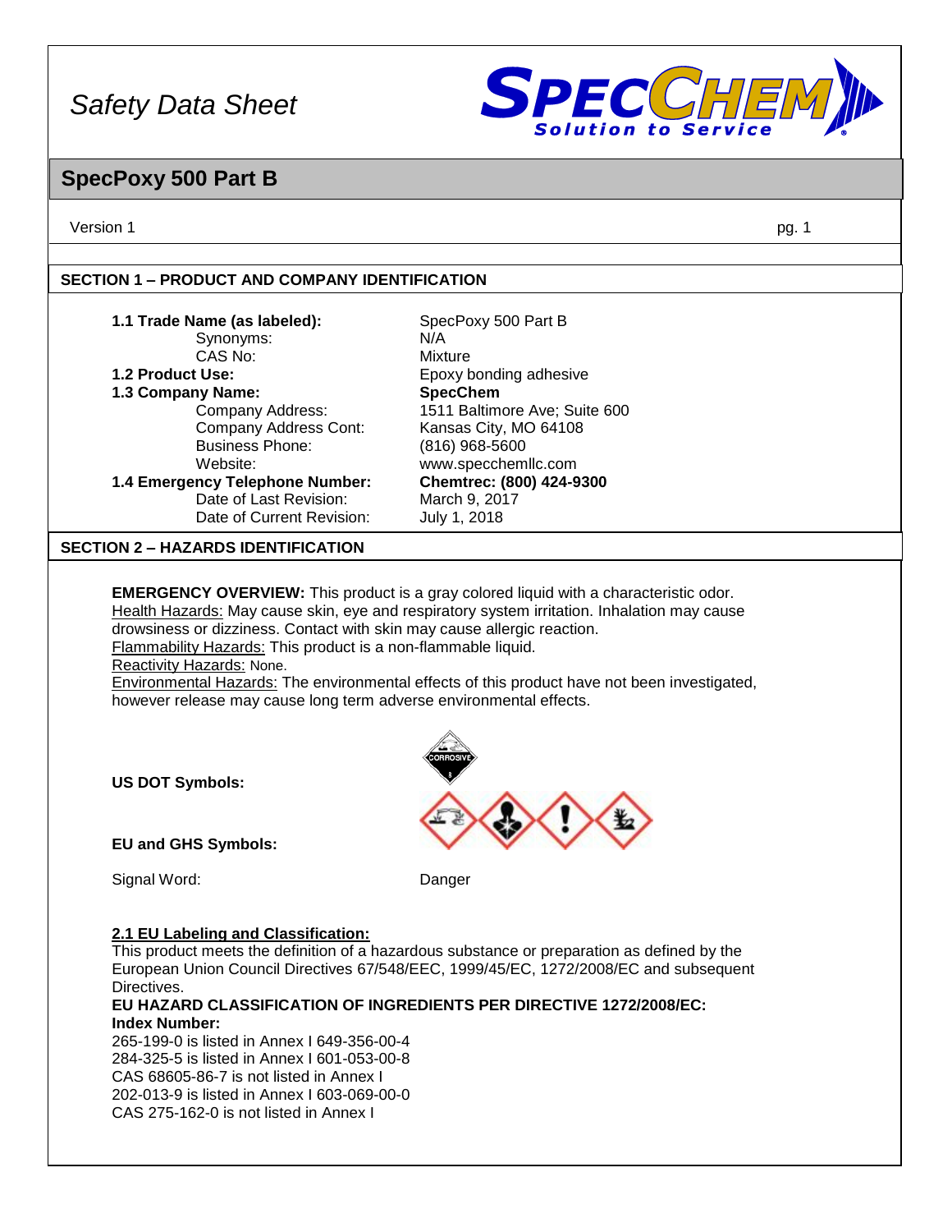*Safety Data Sheet*

# SpecPoxy 500 Part B

Version 1

## SECTION 1 – PRODUCT AND COMPANY IDENTIFICATION

| | |
|---|---|
| **1.1 Trade Name (as labeled):** | SpecPoxy 500 Part B |
| Synonyms: | N/A |
| CAS No: | Mixture |
| **1.2 Product Use:** | Epoxy bonding adhesive |
| **1.3 Company Name:** | **SpecChem** |
| Company Address: | 1511 Baltimore Ave; Suite 600 |
| Company Address Cont: | Kansas City, MO 64108 |
| Business Phone: | (816) 968-5600 |
| Website: | www.specchemllc.com |
| **1.4 Emergency Telephone Number:** | **Chemtrec: (800) 424-9300** |
| Date of Last Revision: | March 9, 2017 |
| Date of Current Revision: | July 1, 2018 |

## SECTION 2 – HAZARDS IDENTIFICATION

**EMERGENCY OVERVIEW:** This product is a gray colored liquid with a characteristic odor.
Health Hazards: May cause skin, eye and respiratory system irritation. Inhalation may cause drowsiness or dizziness. Contact with skin may cause allergic reaction.
Flammability Hazards: This product is a non-flammable liquid.
Reactivity Hazards: None.
Environmental Hazards: The environmental effects of this product have not been investigated, however release may cause long term adverse environmental effects.

**US DOT Symbols:**

**EU and GHS Symbols:**

Signal Word: Danger

**2.1 EU Labeling and Classification:**
This product meets the definition of a hazardous substance or preparation as defined by the European Union Council Directives 67/548/EEC, 1999/45/EC, 1272/2008/EC and subsequent Directives.
**EU HAZARD CLASSIFICATION OF INGREDIENTS PER DIRECTIVE 1272/2008/EC:**
**Index Number:**
265-199-0 is listed in Annex I 649-356-00-4
284-325-5 is listed in Annex I 601-053-00-8
CAS 68605-86-7 is not listed in Annex I
202-013-9 is listed in Annex I 603-069-00-0
CAS 275-162-0 is not listed in Annex I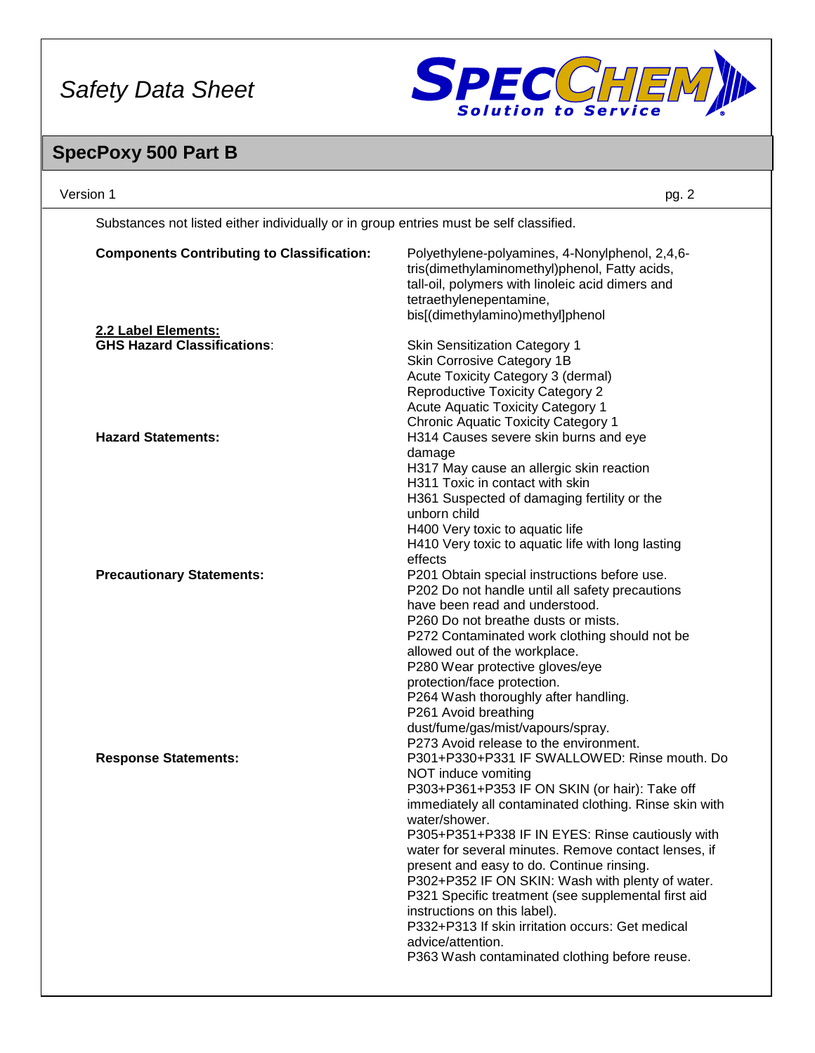Substances not listed either individually or in group entries must be self classified.

**Components Contributing to Classification:** Polyethylene-polyamines, 4-Nonylphenol, 2,4,6-tris(dimethylaminomethyl)phenol, Fatty acids, tall-oil, polymers with linoleic acid dimers and tetraethylenepentamine, bis[(dimethylamino)methyl]phenol

**2.2 Label Elements:**

**GHS Hazard Classifications**:

- Skin Sensitization Category 1
- Skin Corrosive Category 1B
- Acute Toxicity Category 3 (dermal)
- Reproductive Toxicity Category 2
- Acute Aquatic Toxicity Category 1
- Chronic Aquatic Toxicity Category 1

**Hazard Statements:**

- H314 Causes severe skin burns and eye damage
- H317 May cause an allergic skin reaction
- H311 Toxic in contact with skin
- H361 Suspected of damaging fertility or the unborn child
- H400 Very toxic to aquatic life
- H410 Very toxic to aquatic life with long lasting effects

**Precautionary Statements:**

- P201 Obtain special instructions before use.
- P202 Do not handle until all safety precautions have been read and understood.
- P260 Do not breathe dusts or mists.
- P272 Contaminated work clothing should not be allowed out of the workplace.
- P280 Wear protective gloves/eye protection/face protection.
- P264 Wash thoroughly after handling.
- P261 Avoid breathing dust/fume/gas/mist/vapours/spray.
- P273 Avoid release to the environment.

**Response Statements:**

- P301+P330+P331 IF SWALLOWED: Rinse mouth. Do NOT induce vomiting
- P303+P361+P353 IF ON SKIN (or hair): Take off immediately all contaminated clothing. Rinse skin with water/shower.
- P305+P351+P338 IF IN EYES: Rinse cautiously with water for several minutes. Remove contact lenses, if present and easy to do. Continue rinsing.
- P302+P352 IF ON SKIN: Wash with plenty of water.
- P321 Specific treatment (see supplemental first aid instructions on this label).
- P332+P313 If skin irritation occurs: Get medical advice/attention.
- P363 Wash contaminated clothing before reuse.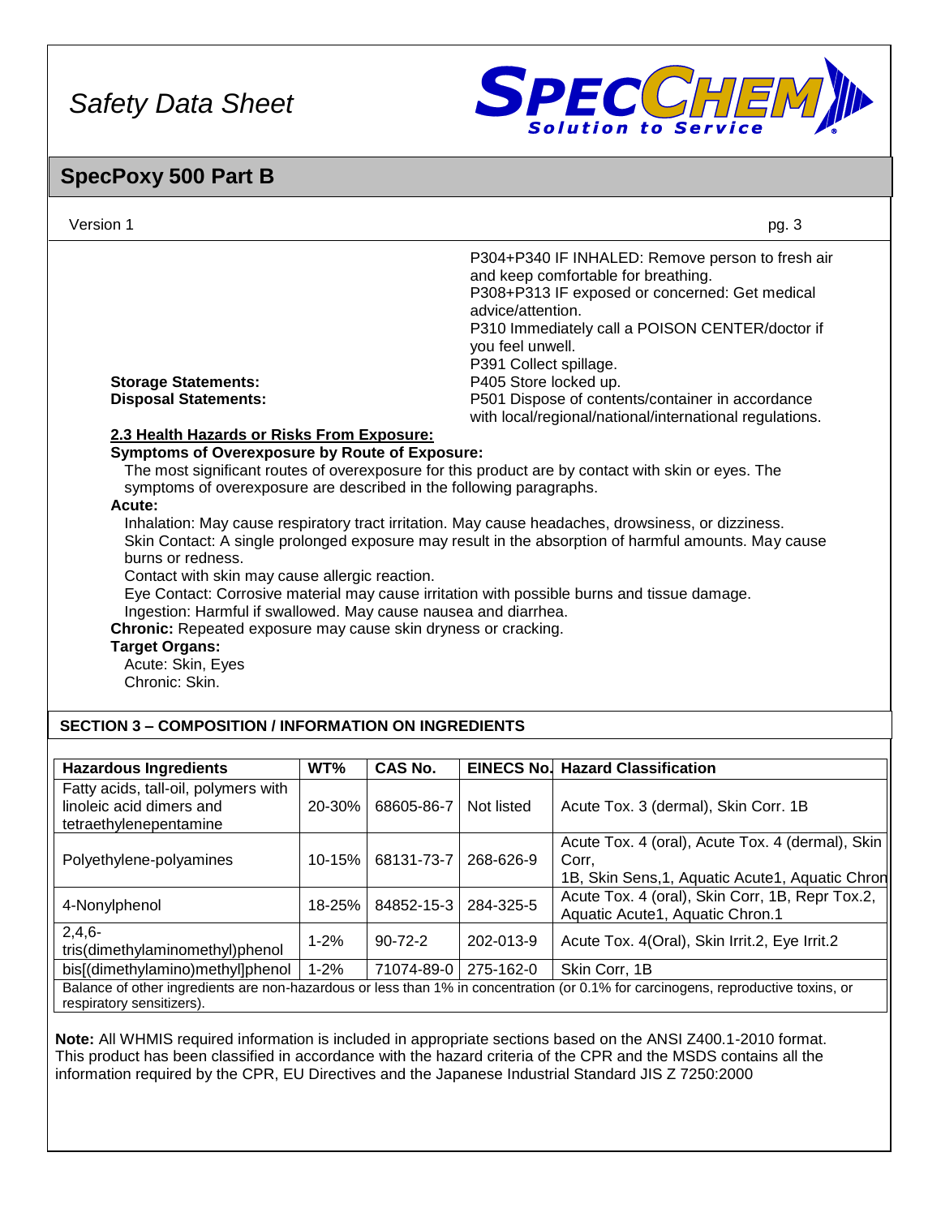P304+P340 IF INHALED: Remove person to fresh air and keep comfortable for breathing.
P308+P313 IF exposed or concerned: Get medical advice/attention.
P310 Immediately call a POISON CENTER/doctor if you feel unwell.
P391 Collect spillage.

**Storage Statements:** P405 Store locked up.

**Disposal Statements:** P501 Dispose of contents/container in accordance with local/regional/national/international regulations.

**2.3 Health Hazards or Risks From Exposure:**

**Symptoms of Overexposure by Route of Exposure:**

The most significant routes of overexposure for this product are by contact with skin or eyes. The symptoms of overexposure are described in the following paragraphs.

**Acute:**

Inhalation: May cause respiratory tract irritation. May cause headaches, drowsiness, or dizziness.
Skin Contact: A single prolonged exposure may result in the absorption of harmful amounts. May cause burns or redness.
Contact with skin may cause allergic reaction.
Eye Contact: Corrosive material may cause irritation with possible burns and tissue damage.
Ingestion: Harmful if swallowed. May cause nausea and diarrhea.

**Chronic:** Repeated exposure may cause skin dryness or cracking.

**Target Organs:**

Acute: Skin, Eyes
Chronic: Skin.

## SECTION 3 – COMPOSITION / INFORMATION ON INGREDIENTS

| Hazardous Ingredients | WT% | CAS No. | EINECS No. | Hazard Classification |
|---|---|---|---|---|
| Fatty acids, tall-oil, polymers with linoleic acid dimers and tetraethylenepentamine | 20-30% | 68605-86-7 | Not listed | Acute Tox. 3 (dermal), Skin Corr. 1B |
| Polyethylene-polyamines | 10-15% | 68131-73-7 | 268-626-9 | Acute Tox. 4 (oral), Acute Tox. 4 (dermal), Skin Corr, 1B, Skin Sens,1, Aquatic Acute1, Aquatic Chron |
| 4-Nonylphenol | 18-25% | 84852-15-3 | 284-325-5 | Acute Tox. 4 (oral), Skin Corr, 1B, Repr Tox.2, Aquatic Acute1, Aquatic Chron.1 |
| 2,4,6-tris(dimethylaminomethyl)phenol | 1-2% | 90-72-2 | 202-013-9 | Acute Tox. 4(Oral), Skin Irrit.2, Eye Irrit.2 |
| bis[(dimethylamino)methyl]phenol | 1-2% | 71074-89-0 | 275-162-0 | Skin Corr, 1B |
| Balance of other ingredients are non-hazardous or less than 1% in concentration (or 0.1% for carcinogens, reproductive toxins, or respiratory sensitizers). | | | | |

**Note:** All WHMIS required information is included in appropriate sections based on the ANSI Z400.1-2010 format. This product has been classified in accordance with the hazard criteria of the CPR and the MSDS contains all the information required by the CPR, EU Directives and the Japanese Industrial Standard JIS Z 7250:2000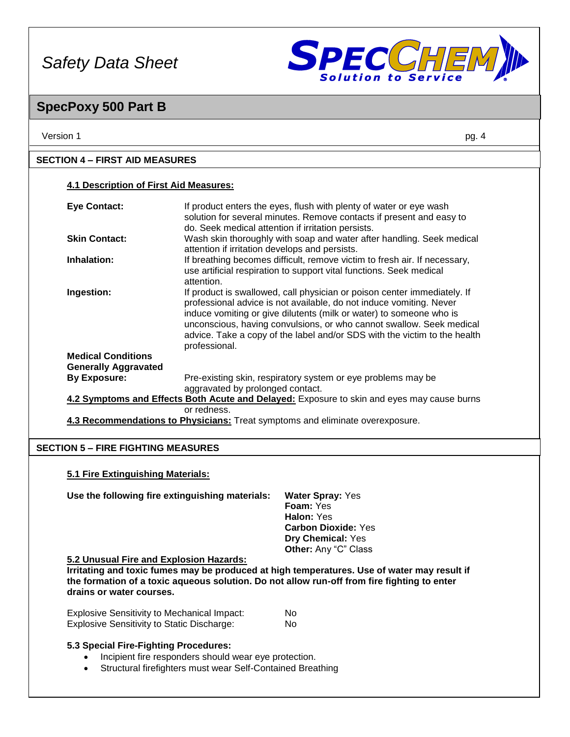## SECTION 4 – FIRST AID MEASURES

### 4.1 Description of First Aid Measures:

**Eye Contact:** If product enters the eyes, flush with plenty of water or eye wash solution for several minutes. Remove contacts if present and easy to do. Seek medical attention if irritation persists.

**Skin Contact:** Wash skin thoroughly with soap and water after handling. Seek medical attention if irritation develops and persists.

**Inhalation:** If breathing becomes difficult, remove victim to fresh air. If necessary, use artificial respiration to support vital functions. Seek medical attention.

**Ingestion:** If product is swallowed, call physician or poison center immediately. If professional advice is not available, do not induce vomiting. Never induce vomiting or give dilutents (milk or water) to someone who is unconscious, having convulsions, or who cannot swallow. Seek medical advice. Take a copy of the label and/or SDS with the victim to the health professional.

**Medical Conditions Generally Aggravated By Exposure:** Pre-existing skin, respiratory system or eye problems may be aggravated by prolonged contact.

**4.2 Symptoms and Effects Both Acute and Delayed:** Exposure to skin and eyes may cause burns or redness.

**4.3 Recommendations to Physicians:** Treat symptoms and eliminate overexposure.

## SECTION 5 – FIRE FIGHTING MEASURES

### 5.1 Fire Extinguishing Materials:

**Use the following fire extinguishing materials:**

**Water Spray:** Yes
**Foam:** Yes
**Halon:** Yes
**Carbon Dioxide:** Yes
**Dry Chemical:** Yes
**Other:** Any "C" Class

### 5.2 Unusual Fire and Explosion Hazards:

**Irritating and toxic fumes may be produced at high temperatures. Use of water may result if the formation of a toxic aqueous solution. Do not allow run-off from fire fighting to enter drains or water courses.**

Explosive Sensitivity to Mechanical Impact: No
Explosive Sensitivity to Static Discharge: No

### 5.3 Special Fire-Fighting Procedures:

- Incipient fire responders should wear eye protection.
- Structural firefighters must wear Self-Contained Breathing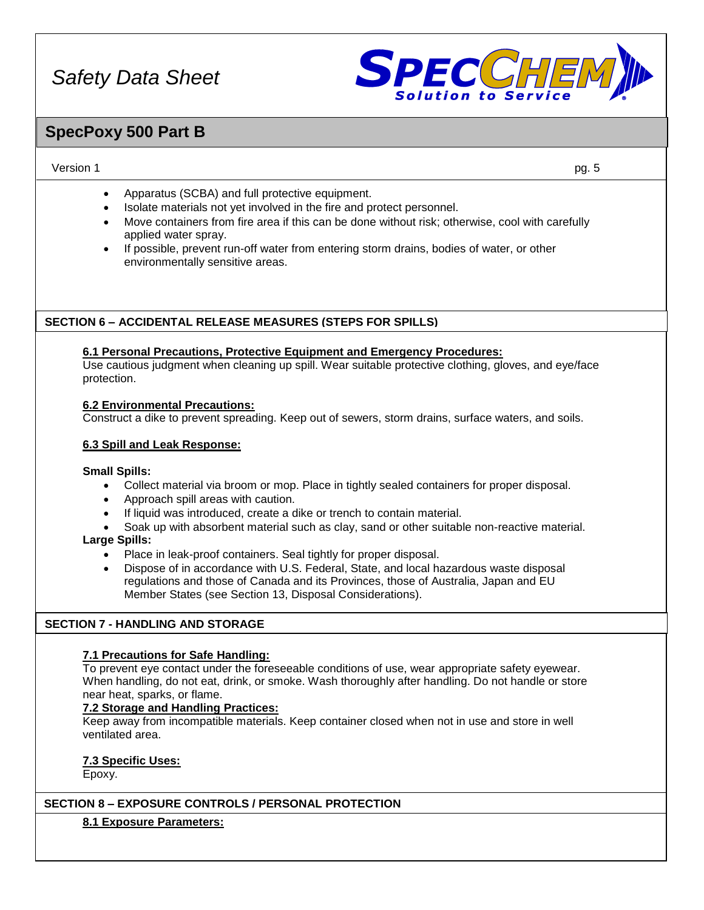- Apparatus (SCBA) and full protective equipment.
- Isolate materials not yet involved in the fire and protect personnel.
- Move containers from fire area if this can be done without risk; otherwise, cool with carefully applied water spray.
- If possible, prevent run-off water from entering storm drains, bodies of water, or other environmentally sensitive areas.

## SECTION 6 – ACCIDENTAL RELEASE MEASURES (STEPS FOR SPILLS)

### 6.1 Personal Precautions, Protective Equipment and Emergency Procedures:

Use cautious judgment when cleaning up spill. Wear suitable protective clothing, gloves, and eye/face protection.

### 6.2 Environmental Precautions:

Construct a dike to prevent spreading. Keep out of sewers, storm drains, surface waters, and soils.

### 6.3 Spill and Leak Response:

**Small Spills:**

- Collect material via broom or mop. Place in tightly sealed containers for proper disposal.
- Approach spill areas with caution.
- If liquid was introduced, create a dike or trench to contain material.
- Soak up with absorbent material such as clay, sand or other suitable non-reactive material.

**Large Spills:**

- Place in leak-proof containers. Seal tightly for proper disposal.
- Dispose of in accordance with U.S. Federal, State, and local hazardous waste disposal regulations and those of Canada and its Provinces, those of Australia, Japan and EU Member States (see Section 13, Disposal Considerations).

## SECTION 7 - HANDLING AND STORAGE

### 7.1 Precautions for Safe Handling:

To prevent eye contact under the foreseeable conditions of use, wear appropriate safety eyewear. When handling, do not eat, drink, or smoke. Wash thoroughly after handling. Do not handle or store near heat, sparks, or flame.

### 7.2 Storage and Handling Practices:

Keep away from incompatible materials. Keep container closed when not in use and store in well ventilated area.

### 7.3 Specific Uses:

Epoxy.

## SECTION 8 – EXPOSURE CONTROLS / PERSONAL PROTECTION

### 8.1 Exposure Parameters: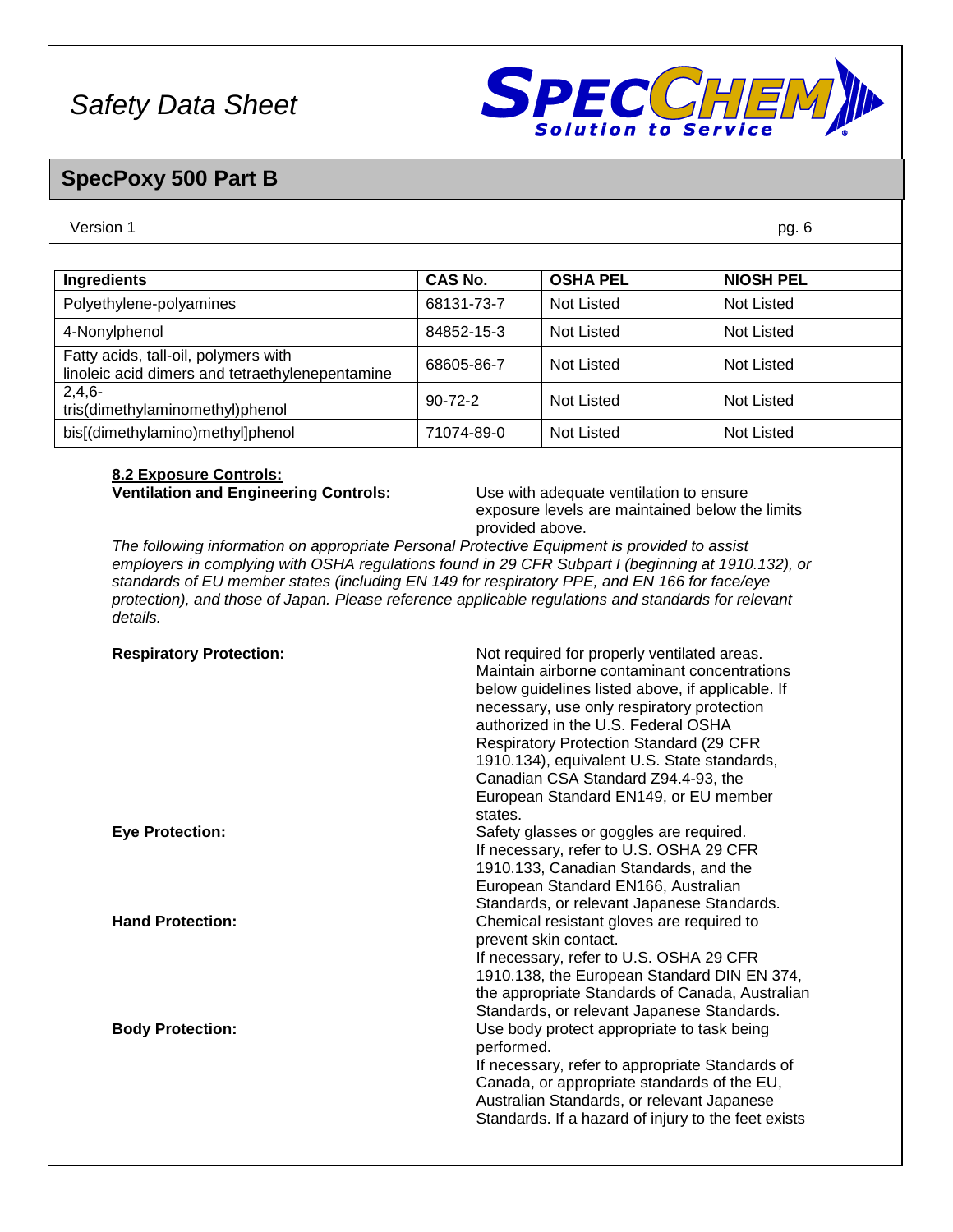| Ingredients | CAS No. | OSHA PEL | NIOSH PEL |
| --- | --- | --- | --- |
| Polyethylene-polyamines | 68131-73-7 | Not Listed | Not Listed |
| 4-Nonylphenol | 84852-15-3 | Not Listed | Not Listed |
| Fatty acids, tall-oil, polymers with linoleic acid dimers and tetraethylenepentamine | 68605-86-7 | Not Listed | Not Listed |
| 2,4,6-tris(dimethylaminomethyl)phenol | 90-72-2 | Not Listed | Not Listed |
| bis[(dimethylamino)methyl]phenol | 71074-89-0 | Not Listed | Not Listed |

### 8.2 Exposure Controls:

**Ventilation and Engineering Controls:** Use with adequate ventilation to ensure exposure levels are maintained below the limits provided above.

*The following information on appropriate Personal Protective Equipment is provided to assist employers in complying with OSHA regulations found in 29 CFR Subpart I (beginning at 1910.132), or standards of EU member states (including EN 149 for respiratory PPE, and EN 166 for face/eye protection), and those of Japan. Please reference applicable regulations and standards for relevant details.*

**Respiratory Protection:** Not required for properly ventilated areas. Maintain airborne contaminant concentrations below guidelines listed above, if applicable. If necessary, use only respiratory protection authorized in the U.S. Federal OSHA Respiratory Protection Standard (29 CFR 1910.134), equivalent U.S. State standards, Canadian CSA Standard Z94.4-93, the European Standard EN149, or EU member states.

**Eye Protection:** Safety glasses or goggles are required. If necessary, refer to U.S. OSHA 29 CFR 1910.133, Canadian Standards, and the European Standard EN166, Australian Standards, or relevant Japanese Standards.

**Hand Protection:** Chemical resistant gloves are required to prevent skin contact. If necessary, refer to U.S. OSHA 29 CFR 1910.138, the European Standard DIN EN 374, the appropriate Standards of Canada, Australian Standards, or relevant Japanese Standards.

**Body Protection:** Use body protect appropriate to task being performed. If necessary, refer to appropriate Standards of Canada, or appropriate standards of the EU, Australian Standards, or relevant Japanese Standards. If a hazard of injury to the feet exists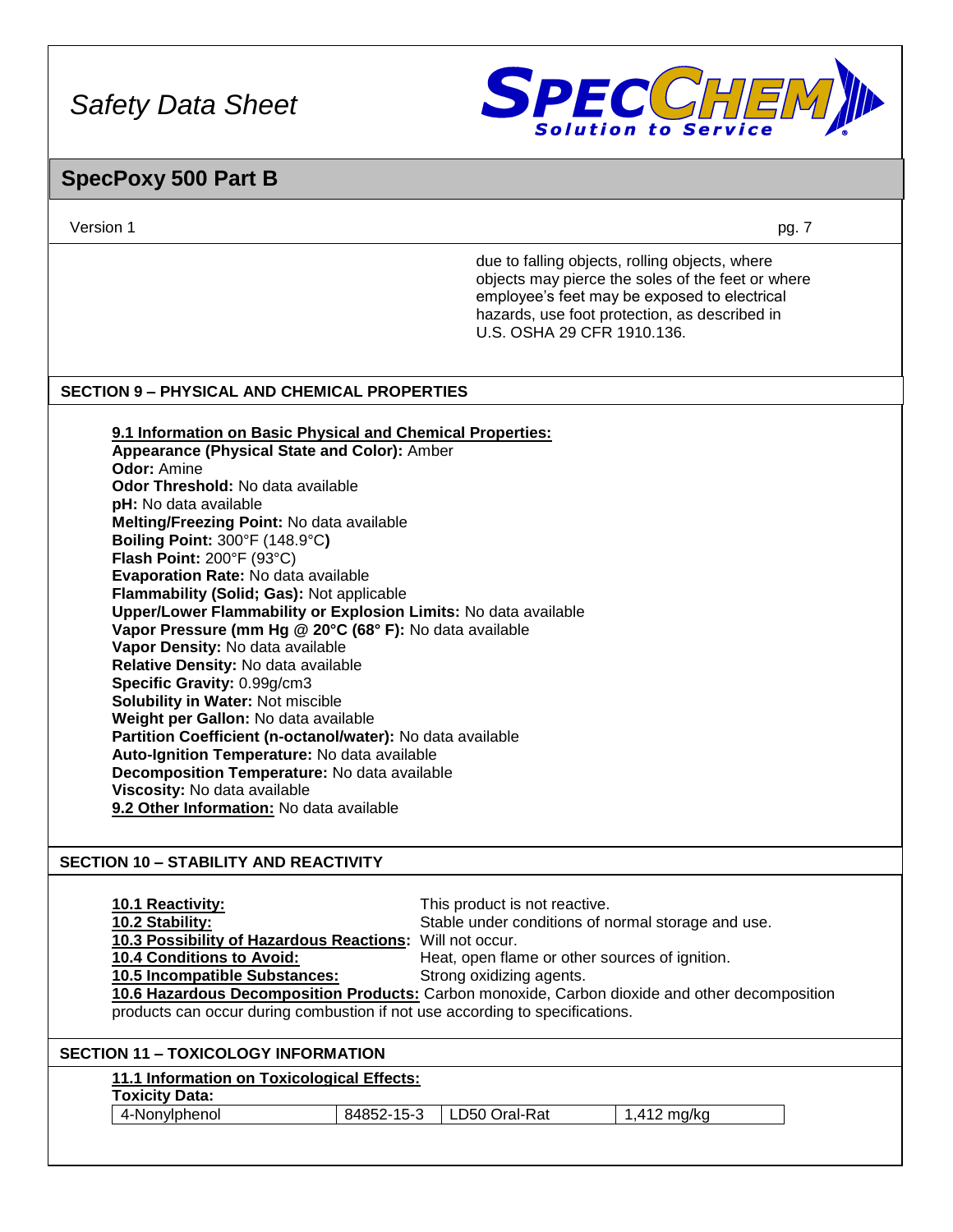due to falling objects, rolling objects, where objects may pierce the soles of the feet or where employee's feet may be exposed to electrical hazards, use foot protection, as described in U.S. OSHA 29 CFR 1910.136.

## SECTION 9 – PHYSICAL AND CHEMICAL PROPERTIES

**9.1 Information on Basic Physical and Chemical Properties:**
**Appearance (Physical State and Color):** Amber
**Odor:** Amine
**Odor Threshold:** No data available
**pH:** No data available
**Melting/Freezing Point:** No data available
**Boiling Point:** 300°F (148.9°C)
**Flash Point:** 200°F (93°C)
**Evaporation Rate:** No data available
**Flammability (Solid; Gas):** Not applicable
**Upper/Lower Flammability or Explosion Limits:** No data available
**Vapor Pressure (mm Hg @ 20°C (68° F):** No data available
**Vapor Density:** No data available
**Relative Density:** No data available
**Specific Gravity:** 0.99g/cm3
**Solubility in Water:** Not miscible
**Weight per Gallon:** No data available
**Partition Coefficient (n-octanol/water):** No data available
**Auto-Ignition Temperature:** No data available
**Decomposition Temperature:** No data available
**Viscosity:** No data available
**9.2 Other Information:** No data available

## SECTION 10 – STABILITY AND REACTIVITY

**10.1 Reactivity:** This product is not reactive.
**10.2 Stability:** Stable under conditions of normal storage and use.
**10.3 Possibility of Hazardous Reactions:** Will not occur.
**10.4 Conditions to Avoid:** Heat, open flame or other sources of ignition.
**10.5 Incompatible Substances:** Strong oxidizing agents.
**10.6 Hazardous Decomposition Products:** Carbon monoxide, Carbon dioxide and other decomposition products can occur during combustion if not use according to specifications.

## SECTION 11 – TOXICOLOGY INFORMATION

**11.1 Information on Toxicological Effects:**
**Toxicity Data:**

| | | | |
|---|---|---|---|
| 4-Nonylphenol | 84852-15-3 | LD50 Oral-Rat | 1,412 mg/kg |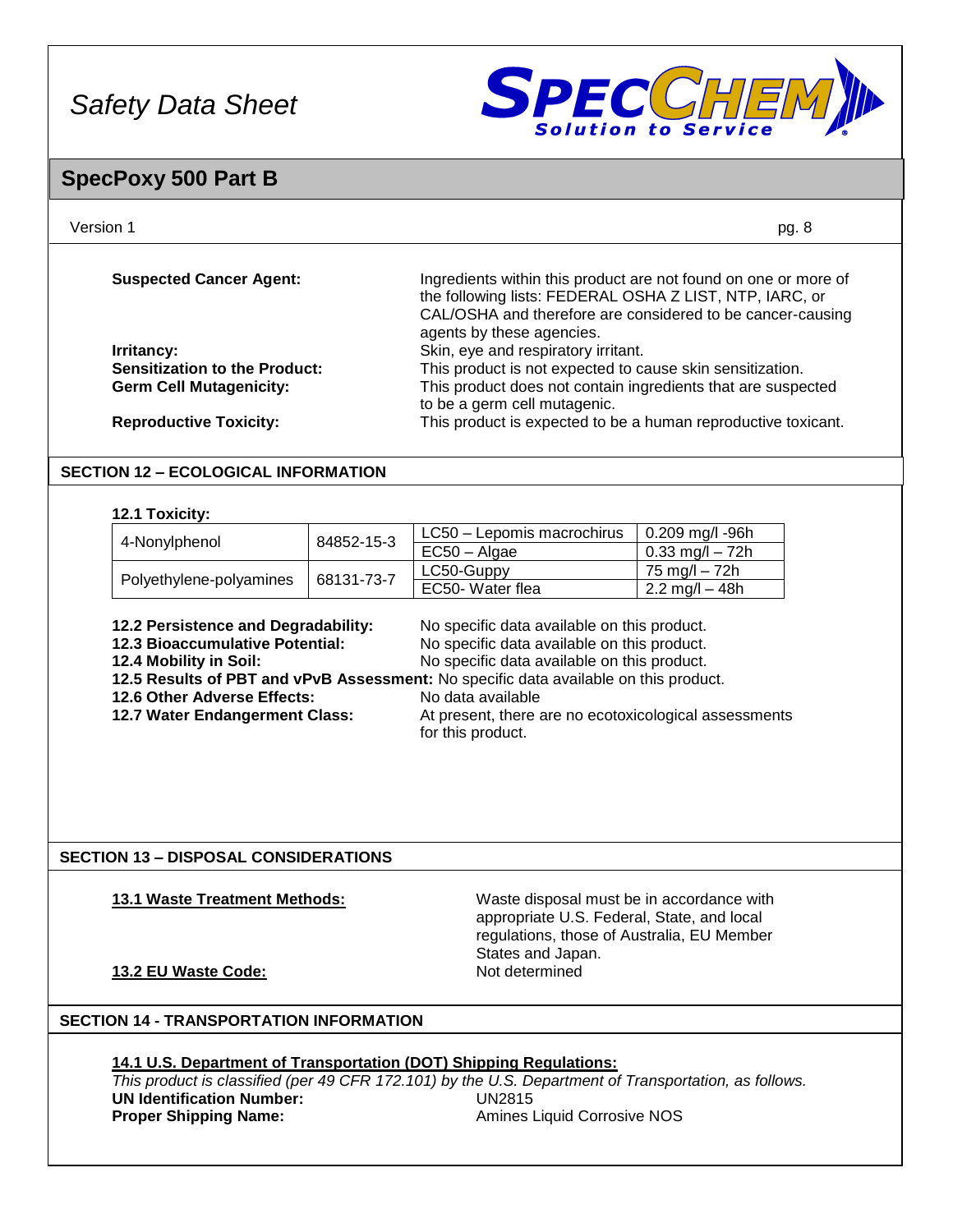**Suspected Cancer Agent:** Ingredients within this product are not found on one or more of the following lists: FEDERAL OSHA Z LIST, NTP, IARC, or CAL/OSHA and therefore are considered to be cancer-causing agents by these agencies.

**Irritancy:** Skin, eye and respiratory irritant.

**Sensitization to the Product:** This product is not expected to cause skin sensitization.

**Germ Cell Mutagenicity:** This product does not contain ingredients that are suspected to be a germ cell mutagenic.

**Reproductive Toxicity:** This product is expected to be a human reproductive toxicant.

## SECTION 12 – ECOLOGICAL INFORMATION

**12.1 Toxicity:**

| | | | |
|---|---|---|---|
| 4-Nonylphenol | 84852-15-3 | LC50 – Lepomis macrochirus | 0.209 mg/l -96h |
| | | EC50 – Algae | 0.33 mg/l – 72h |
| Polyethylene-polyamines | 68131-73-7 | LC50-Guppy | 75 mg/l – 72h |
| | | EC50- Water flea | 2.2 mg/l – 48h |

**12.2 Persistence and Degradability:** No specific data available on this product.

**12.3 Bioaccumulative Potential:** No specific data available on this product.

**12.4 Mobility in Soil:** No specific data available on this product.

**12.5 Results of PBT and vPvB Assessment:** No specific data available on this product.

**12.6 Other Adverse Effects:** No data available

**12.7 Water Endangerment Class:** At present, there are no ecotoxicological assessments for this product.

## SECTION 13 – DISPOSAL CONSIDERATIONS

**13.1 Waste Treatment Methods:** Waste disposal must be in accordance with appropriate U.S. Federal, State, and local regulations, those of Australia, EU Member States and Japan.

**13.2 EU Waste Code:** Not determined

## SECTION 14 - TRANSPORTATION INFORMATION

**14.1 U.S. Department of Transportation (DOT) Shipping Regulations:**

*This product is classified (per 49 CFR 172.101) by the U.S. Department of Transportation, as follows.*

**UN Identification Number:** UN2815

**Proper Shipping Name:** Amines Liquid Corrosive NOS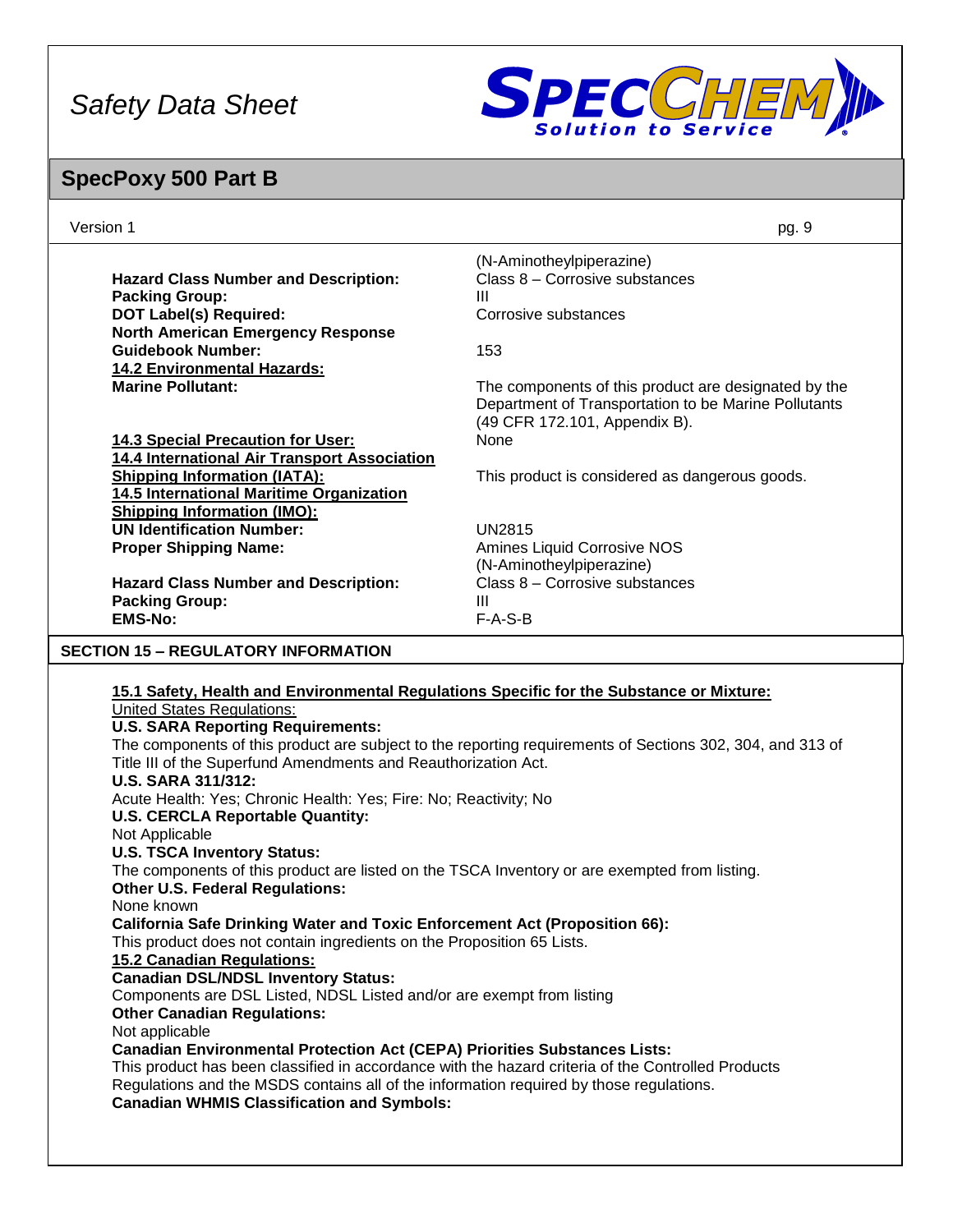| | |
|---|---|
| | (N-Aminotheylpiperazine) |
| **Hazard Class Number and Description:** | Class 8 – Corrosive substances |
| **Packing Group:** | III |
| **DOT Label(s) Required:** | Corrosive substances |
| **North American Emergency Response Guidebook Number:** | 153 |
| **14.2 Environmental Hazards:** | |
| **Marine Pollutant:** | The components of this product are designated by the Department of Transportation to be Marine Pollutants (49 CFR 172.101, Appendix B). |
| **14.3 Special Precaution for User:** | None |
| **14.4 International Air Transport Association Shipping Information (IATA):** | This product is considered as dangerous goods. |
| **14.5 International Maritime Organization Shipping Information (IMO):** | |
| **UN Identification Number:** | UN2815 |
| **Proper Shipping Name:** | Amines Liquid Corrosive NOS (N-Aminotheylpiperazine) |
| **Hazard Class Number and Description:** | Class 8 – Corrosive substances |
| **Packing Group:** | III |
| **EMS-No:** | F-A-S-B |

## SECTION 15 – REGULATORY INFORMATION

**15.1 Safety, Health and Environmental Regulations Specific for the Substance or Mixture:**

United States Regulations:

**U.S. SARA Reporting Requirements:**

The components of this product are subject to the reporting requirements of Sections 302, 304, and 313 of Title III of the Superfund Amendments and Reauthorization Act.

**U.S. SARA 311/312:**

Acute Health: Yes; Chronic Health: Yes; Fire: No; Reactivity; No

**U.S. CERCLA Reportable Quantity:**

Not Applicable

**U.S. TSCA Inventory Status:**

The components of this product are listed on the TSCA Inventory or are exempted from listing.

**Other U.S. Federal Regulations:**

None known

**California Safe Drinking Water and Toxic Enforcement Act (Proposition 66):**

This product does not contain ingredients on the Proposition 65 Lists.

**15.2 Canadian Regulations:**

**Canadian DSL/NDSL Inventory Status:**

Components are DSL Listed, NDSL Listed and/or are exempt from listing

**Other Canadian Regulations:**

Not applicable

**Canadian Environmental Protection Act (CEPA) Priorities Substances Lists:**

This product has been classified in accordance with the hazard criteria of the Controlled Products Regulations and the MSDS contains all of the information required by those regulations.

**Canadian WHMIS Classification and Symbols:**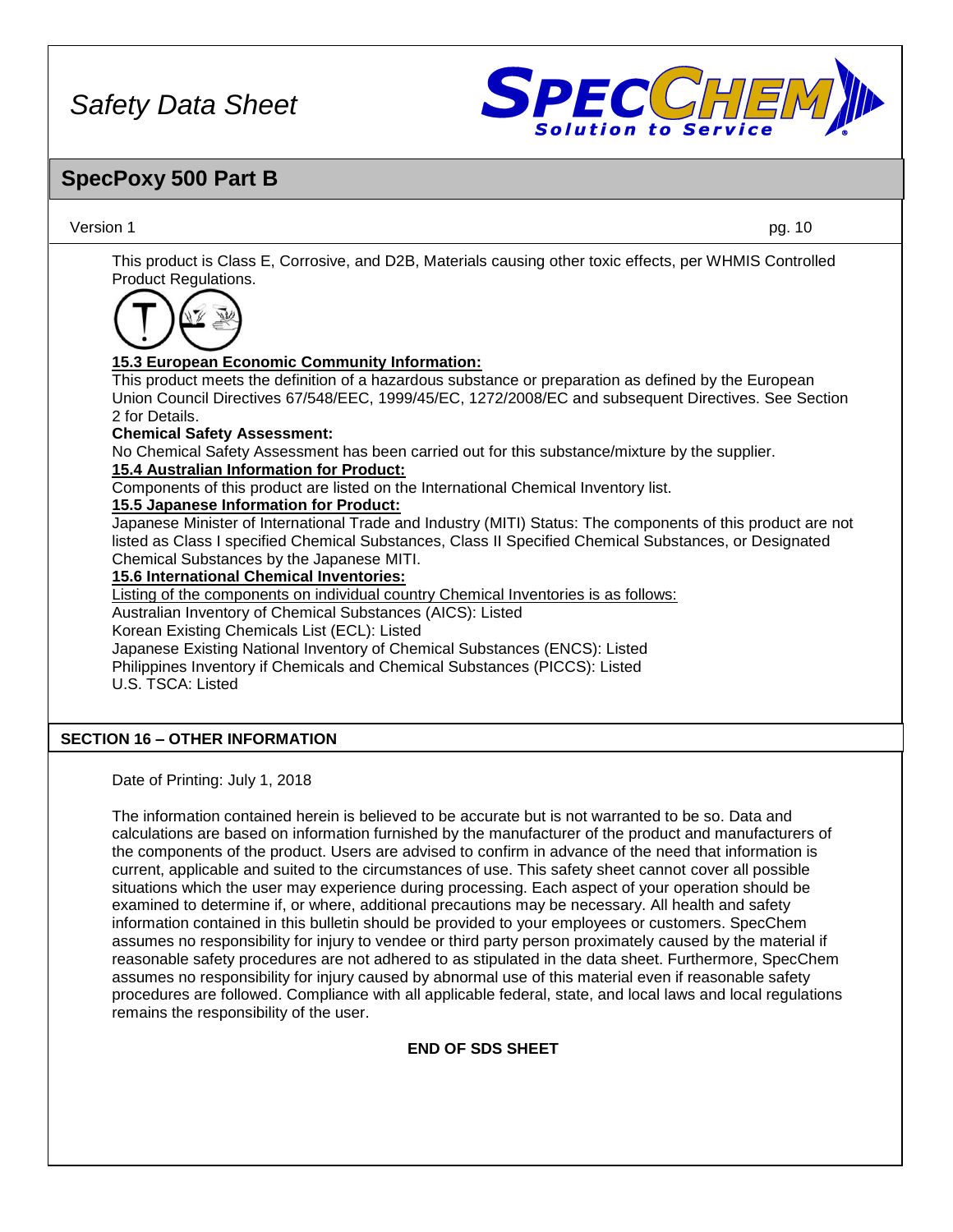This product is Class E, Corrosive, and D2B, Materials causing other toxic effects, per WHMIS Controlled Product Regulations.

**15.3 European Economic Community Information:**

This product meets the definition of a hazardous substance or preparation as defined by the European Union Council Directives 67/548/EEC, 1999/45/EC, 1272/2008/EC and subsequent Directives. See Section 2 for Details.

**Chemical Safety Assessment:**

No Chemical Safety Assessment has been carried out for this substance/mixture by the supplier.

**15.4 Australian Information for Product:**

Components of this product are listed on the International Chemical Inventory list.

**15.5 Japanese Information for Product:**

Japanese Minister of International Trade and Industry (MITI) Status: The components of this product are not listed as Class I specified Chemical Substances, Class II Specified Chemical Substances, or Designated Chemical Substances by the Japanese MITI.

**15.6 International Chemical Inventories:**

Listing of the components on individual country Chemical Inventories is as follows:

Australian Inventory of Chemical Substances (AICS): Listed
Korean Existing Chemicals List (ECL): Listed
Japanese Existing National Inventory of Chemical Substances (ENCS): Listed
Philippines Inventory if Chemicals and Chemical Substances (PICCS): Listed
U.S. TSCA: Listed

## SECTION 16 – OTHER INFORMATION

Date of Printing: July 1, 2018

The information contained herein is believed to be accurate but is not warranted to be so. Data and calculations are based on information furnished by the manufacturer of the product and manufacturers of the components of the product. Users are advised to confirm in advance of the need that information is current, applicable and suited to the circumstances of use. This safety sheet cannot cover all possible situations which the user may experience during processing. Each aspect of your operation should be examined to determine if, or where, additional precautions may be necessary. All health and safety information contained in this bulletin should be provided to your employees or customers. SpecChem assumes no responsibility for injury to vendee or third party person proximately caused by the material if reasonable safety procedures are not adhered to as stipulated in the data sheet. Furthermore, SpecChem assumes no responsibility for injury caused by abnormal use of this material even if reasonable safety procedures are followed. Compliance with all applicable federal, state, and local laws and local regulations remains the responsibility of the user.

**END OF SDS SHEET**